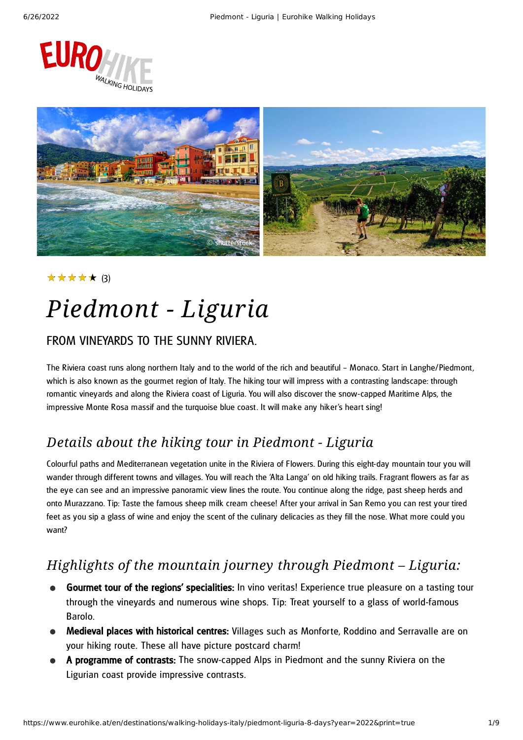★★★★★ (3)

# Piedmont - Liguria

## FROM VINEYARDS TO THE SUNNY RIVIERA.

The Riviera coast runs along northern Italy and to the world of the rich and beautiful – Monaco. Start in Langhe/Piedmont, which is also known as the gourmet region of Italy. The hiking tour will impress with a contrasting landscape: through romantic vineyards and along the Riviera coast of Liguria. You will also discover the snow-capped Maritime Alps, the impressive Monte Rosa massif and the turquoise blue coast. It will make any hiker's heart sing!

## *Details about the hiking tour in Piedmont - Liguria*

Colourful paths and Mediterranean vegetation unite in the Riviera of Flowers. During this eight-day mountain tour you will wander through different towns and villages. You will reach the 'Alta Langa' on old hiking trails. Fragrant flowers as far as the eye can see and an impressive panoramic view lines the route. You continue along the ridge, past sheep herds and onto Murazzano. Tip: Taste the famous sheep milk cream cheese! After your arrival in San Remo you can rest your tired feet as you sip a glass of wine and enjoy the scent of the culinary delicacies as they fill the nose. What more could you want?

## *Highlights of the mountain journey through Piedmont – Liguria:*

- **Gourmet tour of the regions' specialities:** In vino veritas! Experience true pleasure on a tasting tour through the vineyards and numerous wine shops. Tip: Treat yourself to a glass of world-famous Barolo.
- **Medieval places with historical centres:** Villages such as Monforte, Roddino and Serravalle are on your hiking route. These all have picture postcard charm!
- **A programme of contrasts:** The snow-capped Alps in Piedmont and the sunny Riviera on the Ligurian coast provide impressive contrasts.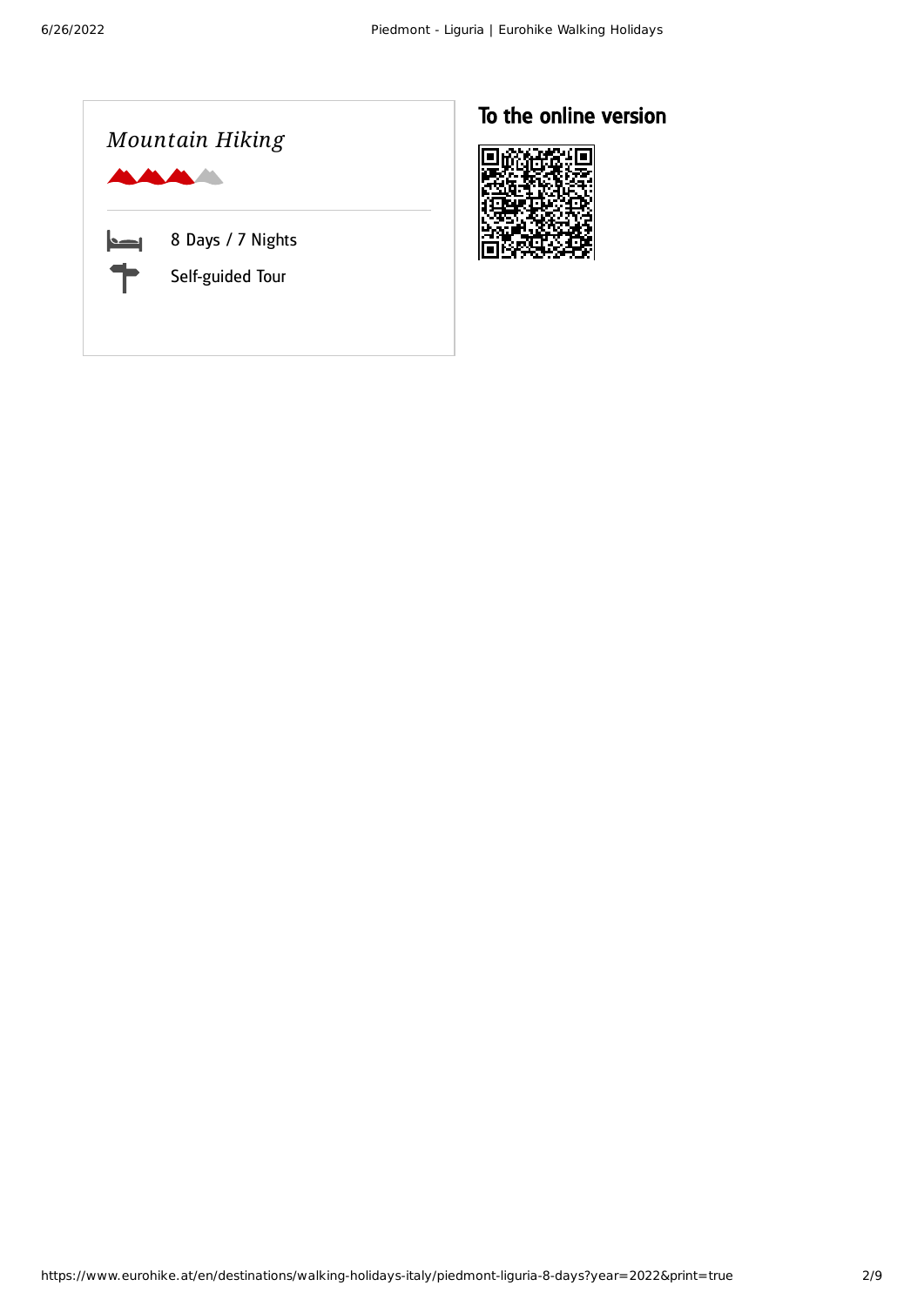*Mountain Hiking*

8 Days / 7 Nights

Self-guided Tour

## To the online version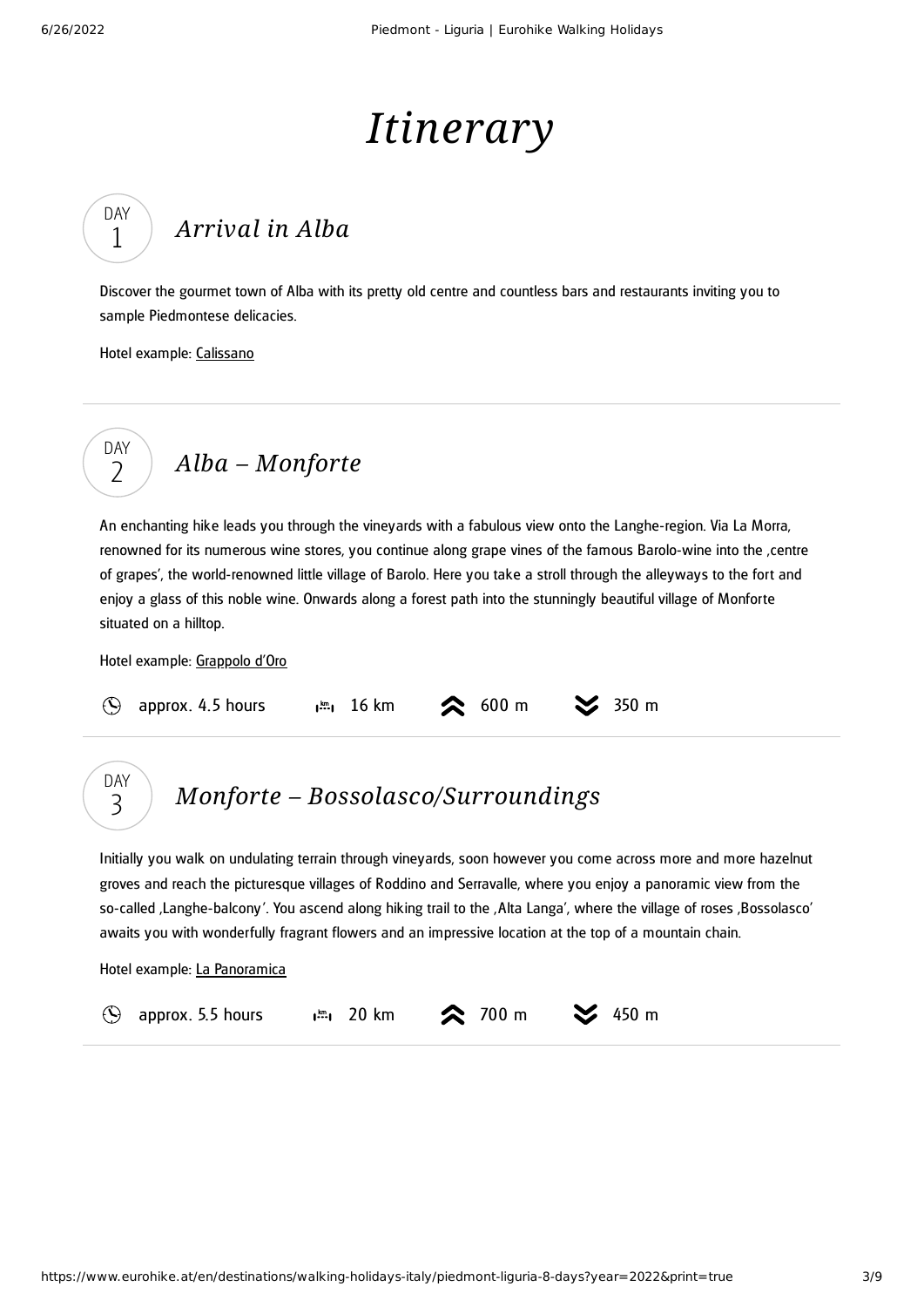# Itinerary

## DAY 1 — Arrival in Alba

Discover the gourmet town of Alba with its pretty old centre and countless bars and restaurants inviting you to sample Piedmontese delicacies.

Hotel example: Calissano

## DAY 2 — Alba – Monforte

An enchanting hike leads you through the vineyards with a fabulous view onto the Langhe-region. Via La Morra, renowned for its numerous wine stores, you continue along grape vines of the famous Barolo-wine into the ‚centre of grapes', the world-renowned little village of Barolo. Here you take a stroll through the alleyways to the fort and enjoy a glass of this noble wine. Onwards along a forest path into the stunningly beautiful village of Monforte situated on a hilltop.

Hotel example: Grappolo d'Oro

approx. 4.5 hours | 16 km | 600 m | 350 m

## DAY 3 — Monforte – Bossolasco/Surroundings

Initially you walk on undulating terrain through vineyards, soon however you come across more and more hazelnut groves and reach the picturesque villages of Roddino and Serravalle, where you enjoy a panoramic view from the so-called ‚Langhe-balcony'. You ascend along hiking trail to the ‚Alta Langa', where the village of roses ‚Bossolasco' awaits you with wonderfully fragrant flowers and an impressive location at the top of a mountain chain.

Hotel example: La Panoramica

approx. 5.5 hours | 20 km | 700 m | 450 m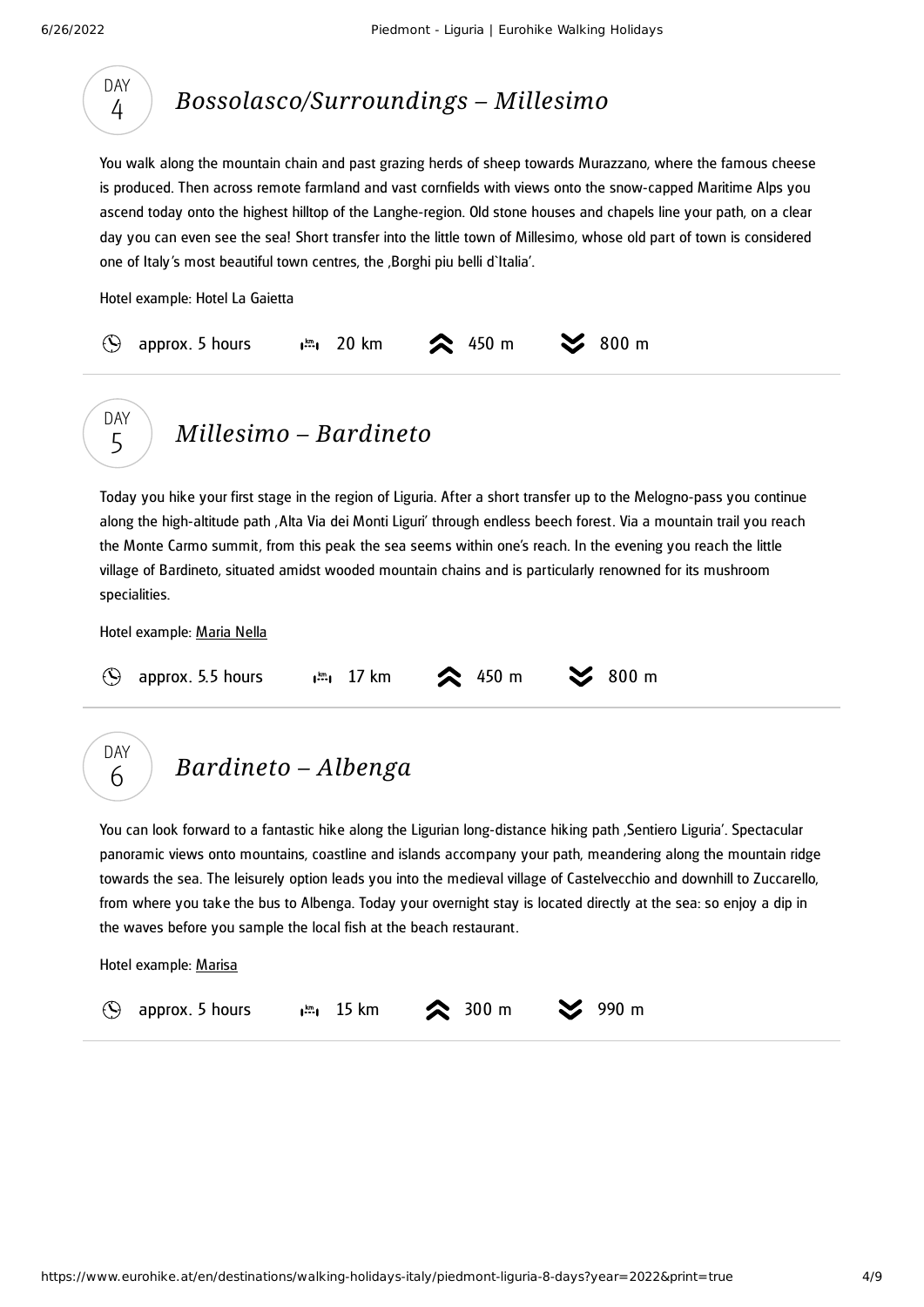## DAY 4 — *Bossolasco/Surroundings – Millesimo*

You walk along the mountain chain and past grazing herds of sheep towards Murazzano, where the famous cheese is produced. Then across remote farmland and vast cornfields with views onto the snow-capped Maritime Alps you ascend today onto the highest hilltop of the Langhe-region. Old stone houses and chapels line your path, on a clear day you can even see the sea! Short transfer into the little town of Millesimo, whose old part of town is considered one of Italy's most beautiful town centres, the ‚Borghi piu belli d`Italia'.

Hotel example: Hotel La Gaietta

approx. 5 hours | 20 km | 450 m | 800 m

---

## DAY 5 — *Millesimo – Bardineto*

Today you hike your first stage in the region of Liguria. After a short transfer up to the Melogno-pass you continue along the high-altitude path ‚Alta Via dei Monti Liguri' through endless beech forest. Via a mountain trail you reach the Monte Carmo summit, from this peak the sea seems within one's reach. In the evening you reach the little village of Bardineto, situated amidst wooded mountain chains and is particularly renowned for its mushroom specialities.

Hotel example: Maria Nella

approx. 5.5 hours | 17 km | 450 m | 800 m

---

## DAY 6 — *Bardineto – Albenga*

You can look forward to a fantastic hike along the Ligurian long-distance hiking path ‚Sentiero Liguria'. Spectacular panoramic views onto mountains, coastline and islands accompany your path, meandering along the mountain ridge towards the sea. The leisurely option leads you into the medieval village of Castelvecchio and downhill to Zuccarello, from where you take the bus to Albenga. Today your overnight stay is located directly at the sea: so enjoy a dip in the waves before you sample the local fish at the beach restaurant.

Hotel example: Marisa

approx. 5 hours | 15 km | 300 m | 990 m

---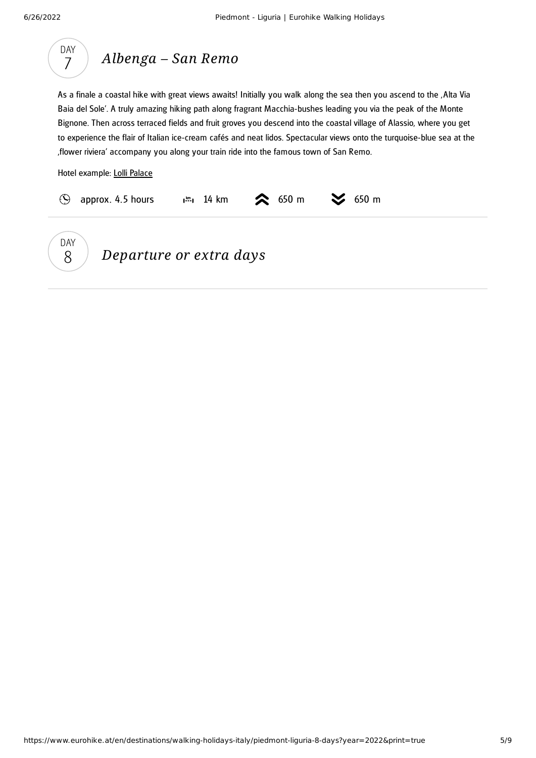## DAY 7 *Albenga – San Remo*

As a finale a coastal hike with great views awaits! Initially you walk along the sea then you ascend to the ‚Alta Via Baia del Sole'. A truly amazing hiking path along fragrant Macchia-bushes leading you via the peak of the Monte Bignone. Then across terraced fields and fruit groves you descend into the coastal village of Alassio, where you get to experience the flair of Italian ice-cream cafés and neat lidos. Spectacular views onto the turquoise-blue sea at the ‚flower riviera' accompany you along your train ride into the famous town of San Remo.

Hotel example: Lolli Palace

approx. 4.5 hours | 14 km | 650 m (ascent) | 650 m (descent)

---

## DAY 8 *Departure or extra days*

---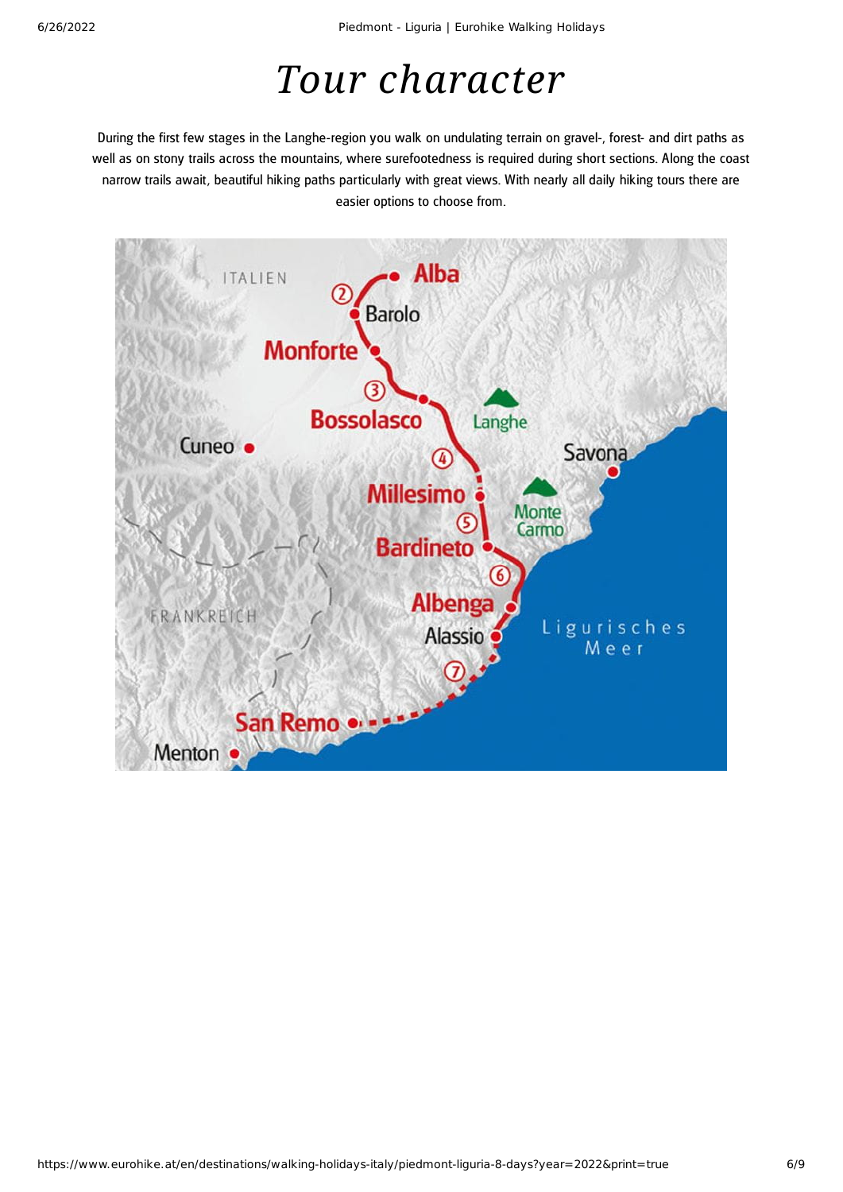# *Tour character*

During the first few stages in the Langhe-region you walk on undulating terrain on gravel-, forest- and dirt paths as well as on stony trails across the mountains, where surefootedness is required during short sections. Along the coast narrow trails await, beautiful hiking paths particularly with great views. With nearly all daily hiking tours there are easier options to choose from.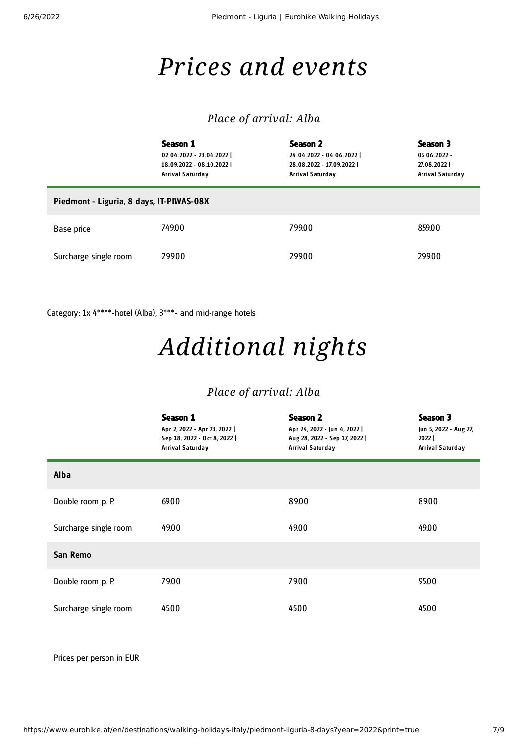# Prices and events

## Place of arrival: Alba

| | Season 1<br>02.04.2022 - 23.04.2022 \|<br>18.09.2022 - 08.10.2022 \|<br>Arrival Saturday | Season 2<br>24.04.2022 - 04.06.2022 \|<br>28.08.2022 - 17.09.2022 \|<br>Arrival Saturday | Season 3<br>05.06.2022 -<br>27.08.2022 \|<br>Arrival Saturday |
|---|---|---|---|
| **Piedmont - Liguria, 8 days, IT-PIWAS-08X** | | | |
| Base price | 749.00 | 799.00 | 859.00 |
| Surcharge single room | 299.00 | 299.00 | 299.00 |

Category: 1x 4****-hotel (Alba), 3***- and mid-range hotels

# Additional nights

## Place of arrival: Alba

| | Season 1<br>Apr 2, 2022 - Apr 23, 2022 \|<br>Sep 18, 2022 - Oct 8, 2022 \|<br>Arrival Saturday | Season 2<br>Apr 24, 2022 - Jun 4, 2022 \|<br>Aug 28, 2022 - Sep 17, 2022 \|<br>Arrival Saturday | Season 3<br>Jun 5, 2022 - Aug 27,<br>2022 \|<br>Arrival Saturday |
|---|---|---|---|
| **Alba** | | | |
| Double room p. P. | 69.00 | 89.00 | 89.00 |
| Surcharge single room | 49.00 | 49.00 | 49.00 |
| **San Remo** | | | |
| Double room p. P. | 79.00 | 79.00 | 95.00 |
| Surcharge single room | 45.00 | 45.00 | 45.00 |

Prices per person in EUR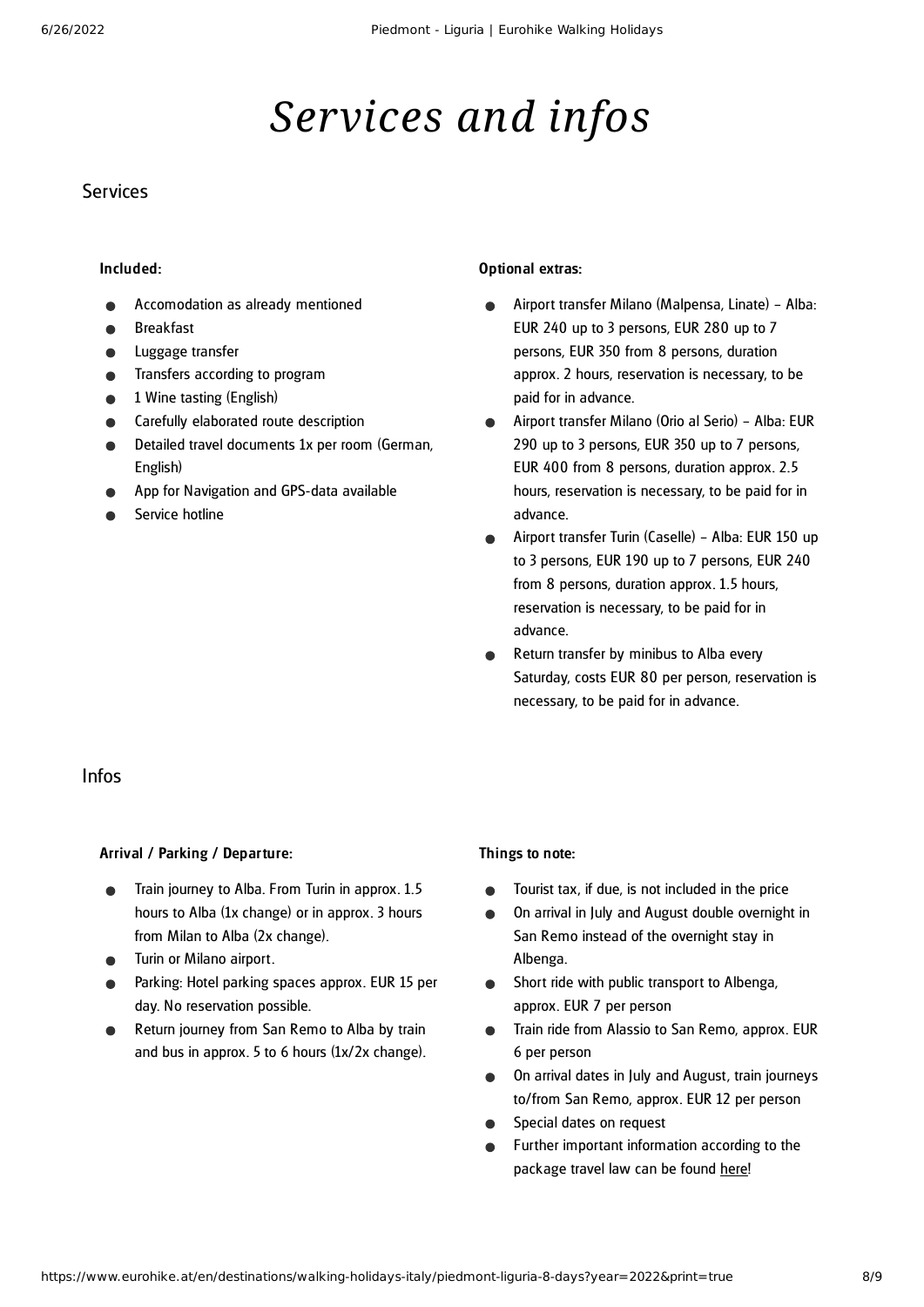# *Services and infos*

## Services

**Included:**

- Accomodation as already mentioned
- Breakfast
- Luggage transfer
- Transfers according to program
- 1 Wine tasting (English)
- Carefully elaborated route description
- Detailed travel documents 1x per room (German, English)
- App for Navigation and GPS-data available
- Service hotline

**Optional extras:**

- Airport transfer Milano (Malpensa, Linate) – Alba: EUR 240 up to 3 persons, EUR 280 up to 7 persons, EUR 350 from 8 persons, duration approx. 2 hours, reservation is necessary, to be paid for in advance.
- Airport transfer Milano (Orio al Serio) – Alba: EUR 290 up to 3 persons, EUR 350 up to 7 persons, EUR 400 from 8 persons, duration approx. 2.5 hours, reservation is necessary, to be paid for in advance.
- Airport transfer Turin (Caselle) – Alba: EUR 150 up to 3 persons, EUR 190 up to 7 persons, EUR 240 from 8 persons, duration approx. 1.5 hours, reservation is necessary, to be paid for in advance.
- Return transfer by minibus to Alba every Saturday, costs EUR 80 per person, reservation is necessary, to be paid for in advance.

## Infos

**Arrival / Parking / Departure:**

- Train journey to Alba. From Turin in approx. 1.5 hours to Alba (1x change) or in approx. 3 hours from Milan to Alba (2x change).
- Turin or Milano airport.
- Parking: Hotel parking spaces approx. EUR 15 per day. No reservation possible.
- Return journey from San Remo to Alba by train and bus in approx. 5 to 6 hours (1x/2x change).

**Things to note:**

- Tourist tax, if due, is not included in the price
- On arrival in July and August double overnight in San Remo instead of the overnight stay in Albenga.
- Short ride with public transport to Albenga, approx. EUR 7 per person
- Train ride from Alassio to San Remo, approx. EUR 6 per person
- On arrival dates in July and August, train journeys to/from San Remo, approx. EUR 12 per person
- Special dates on request
- Further important information according to the package travel law can be found here!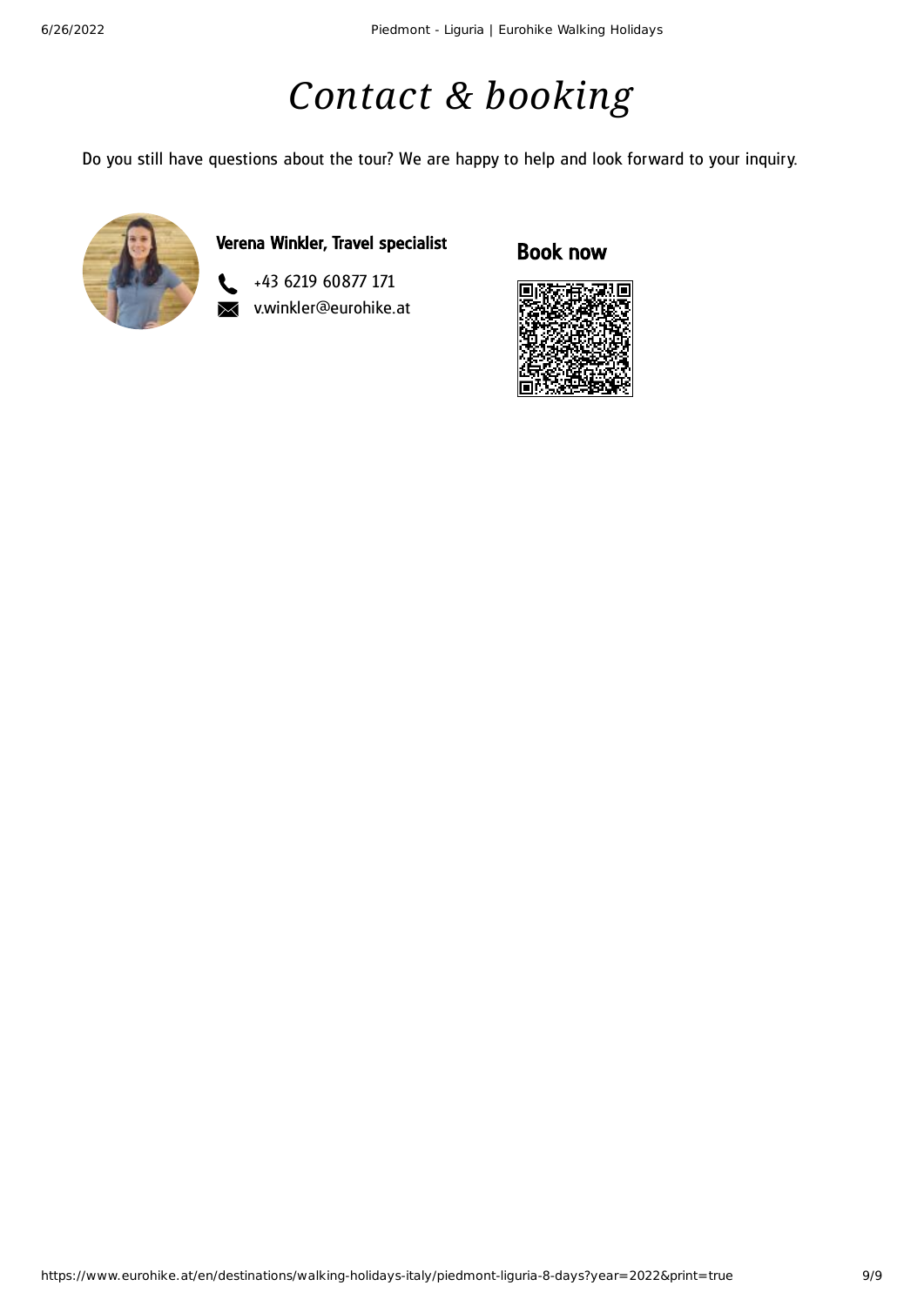# *Contact & booking*

Do you still have questions about the tour? We are happy to help and look forward to your inquiry.

**Verena Winkler, Travel specialist**

+43 6219 60877 171

v.winkler@eurohike.at

**Book now**